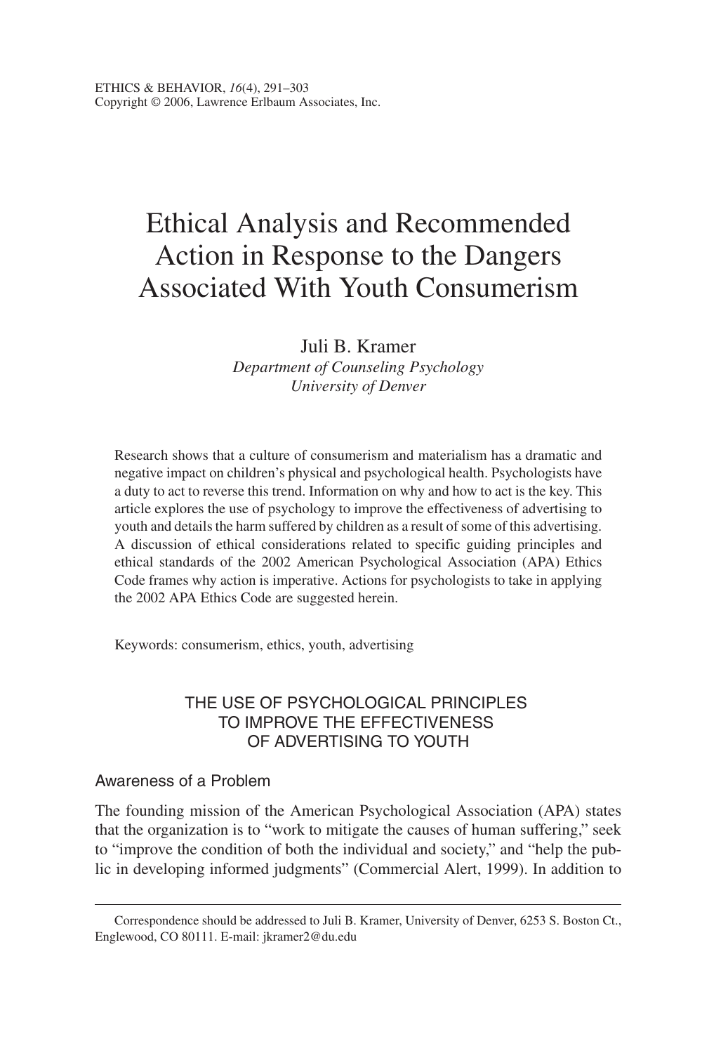# Ethical Analysis and Recommended Action in Response to the Dangers Associated With Youth Consumerism

Juli B. Kramer
*Department of Counseling Psychology*
*University of Denver*

Research shows that a culture of consumerism and materialism has a dramatic and negative impact on children's physical and psychological health. Psychologists have a duty to act to reverse this trend. Information on why and how to act is the key. This article explores the use of psychology to improve the effectiveness of advertising to youth and details the harm suffered by children as a result of some of this advertising. A discussion of ethical considerations related to specific guiding principles and ethical standards of the 2002 American Psychological Association (APA) Ethics Code frames why action is imperative. Actions for psychologists to take in applying the 2002 APA Ethics Code are suggested herein.

Keywords: consumerism, ethics, youth, advertising

## THE USE OF PSYCHOLOGICAL PRINCIPLES TO IMPROVE THE EFFECTIVENESS OF ADVERTISING TO YOUTH

### Awareness of a Problem

The founding mission of the American Psychological Association (APA) states that the organization is to "work to mitigate the causes of human suffering," seek to "improve the condition of both the individual and society," and "help the public in developing informed judgments" (Commercial Alert, 1999). In addition to

Correspondence should be addressed to Juli B. Kramer, University of Denver, 6253 S. Boston Ct., Englewood, CO 80111. E-mail: jkramer2@du.edu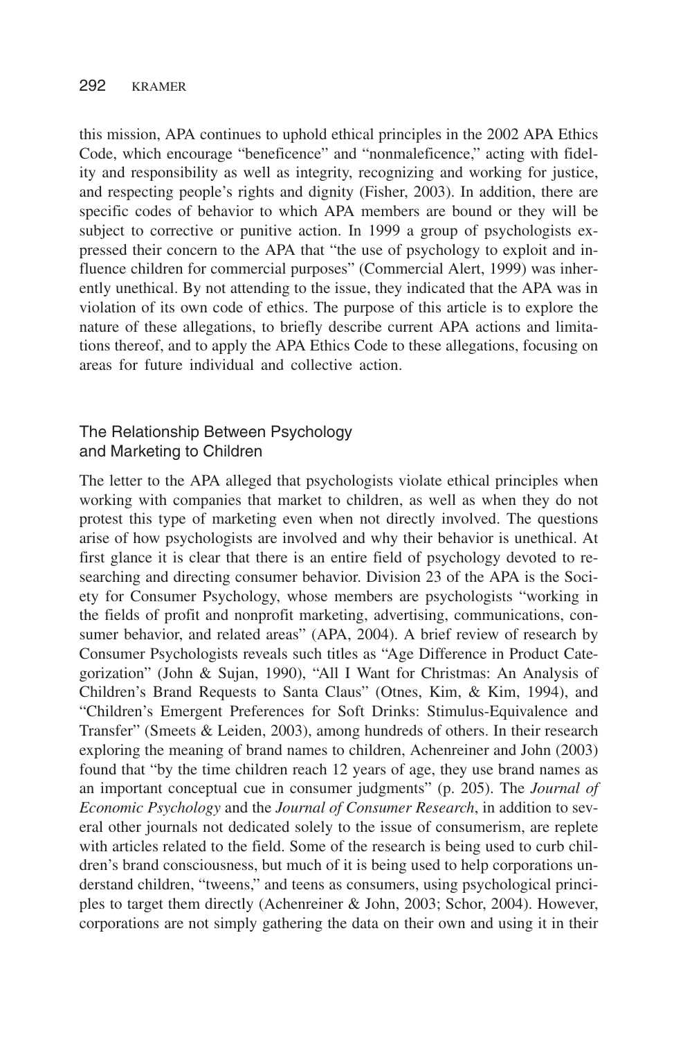this mission, APA continues to uphold ethical principles in the 2002 APA Ethics Code, which encourage "beneficence" and "nonmaleficence," acting with fidelity and responsibility as well as integrity, recognizing and working for justice, and respecting people's rights and dignity (Fisher, 2003). In addition, there are specific codes of behavior to which APA members are bound or they will be subject to corrective or punitive action. In 1999 a group of psychologists expressed their concern to the APA that "the use of psychology to exploit and influence children for commercial purposes" (Commercial Alert, 1999) was inherently unethical. By not attending to the issue, they indicated that the APA was in violation of its own code of ethics. The purpose of this article is to explore the nature of these allegations, to briefly describe current APA actions and limitations thereof, and to apply the APA Ethics Code to these allegations, focusing on areas for future individual and collective action.

## The Relationship Between Psychology and Marketing to Children

The letter to the APA alleged that psychologists violate ethical principles when working with companies that market to children, as well as when they do not protest this type of marketing even when not directly involved. The questions arise of how psychologists are involved and why their behavior is unethical. At first glance it is clear that there is an entire field of psychology devoted to researching and directing consumer behavior. Division 23 of the APA is the Society for Consumer Psychology, whose members are psychologists "working in the fields of profit and nonprofit marketing, advertising, communications, consumer behavior, and related areas" (APA, 2004). A brief review of research by Consumer Psychologists reveals such titles as "Age Difference in Product Categorization" (John & Sujan, 1990), "All I Want for Christmas: An Analysis of Children's Brand Requests to Santa Claus" (Otnes, Kim, & Kim, 1994), and "Children's Emergent Preferences for Soft Drinks: Stimulus-Equivalence and Transfer" (Smeets & Leiden, 2003), among hundreds of others. In their research exploring the meaning of brand names to children, Achenreiner and John (2003) found that "by the time children reach 12 years of age, they use brand names as an important conceptual cue in consumer judgments" (p. 205). The *Journal of Economic Psychology* and the *Journal of Consumer Research*, in addition to several other journals not dedicated solely to the issue of consumerism, are replete with articles related to the field. Some of the research is being used to curb children's brand consciousness, but much of it is being used to help corporations understand children, "tweens," and teens as consumers, using psychological principles to target them directly (Achenreiner & John, 2003; Schor, 2004). However, corporations are not simply gathering the data on their own and using it in their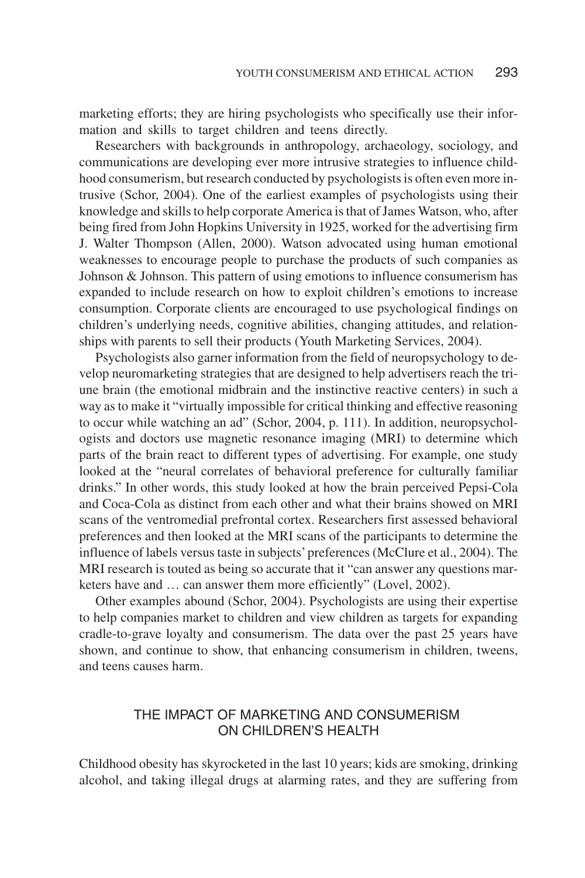marketing efforts; they are hiring psychologists who specifically use their information and skills to target children and teens directly.

Researchers with backgrounds in anthropology, archaeology, sociology, and communications are developing ever more intrusive strategies to influence childhood consumerism, but research conducted by psychologists is often even more intrusive (Schor, 2004). One of the earliest examples of psychologists using their knowledge and skills to help corporate America is that of James Watson, who, after being fired from John Hopkins University in 1925, worked for the advertising firm J. Walter Thompson (Allen, 2000). Watson advocated using human emotional weaknesses to encourage people to purchase the products of such companies as Johnson & Johnson. This pattern of using emotions to influence consumerism has expanded to include research on how to exploit children's emotions to increase consumption. Corporate clients are encouraged to use psychological findings on children's underlying needs, cognitive abilities, changing attitudes, and relationships with parents to sell their products (Youth Marketing Services, 2004).

Psychologists also garner information from the field of neuropsychology to develop neuromarketing strategies that are designed to help advertisers reach the triune brain (the emotional midbrain and the instinctive reactive centers) in such a way as to make it "virtually impossible for critical thinking and effective reasoning to occur while watching an ad" (Schor, 2004, p. 111). In addition, neuropsychologists and doctors use magnetic resonance imaging (MRI) to determine which parts of the brain react to different types of advertising. For example, one study looked at the "neural correlates of behavioral preference for culturally familiar drinks." In other words, this study looked at how the brain perceived Pepsi-Cola and Coca-Cola as distinct from each other and what their brains showed on MRI scans of the ventromedial prefrontal cortex. Researchers first assessed behavioral preferences and then looked at the MRI scans of the participants to determine the influence of labels versus taste in subjects' preferences (McClure et al., 2004). The MRI research is touted as being so accurate that it "can answer any questions marketers have and … can answer them more efficiently" (Lovel, 2002).

Other examples abound (Schor, 2004). Psychologists are using their expertise to help companies market to children and view children as targets for expanding cradle-to-grave loyalty and consumerism. The data over the past 25 years have shown, and continue to show, that enhancing consumerism in children, tweens, and teens causes harm.

## THE IMPACT OF MARKETING AND CONSUMERISM ON CHILDREN'S HEALTH

Childhood obesity has skyrocketed in the last 10 years; kids are smoking, drinking alcohol, and taking illegal drugs at alarming rates, and they are suffering from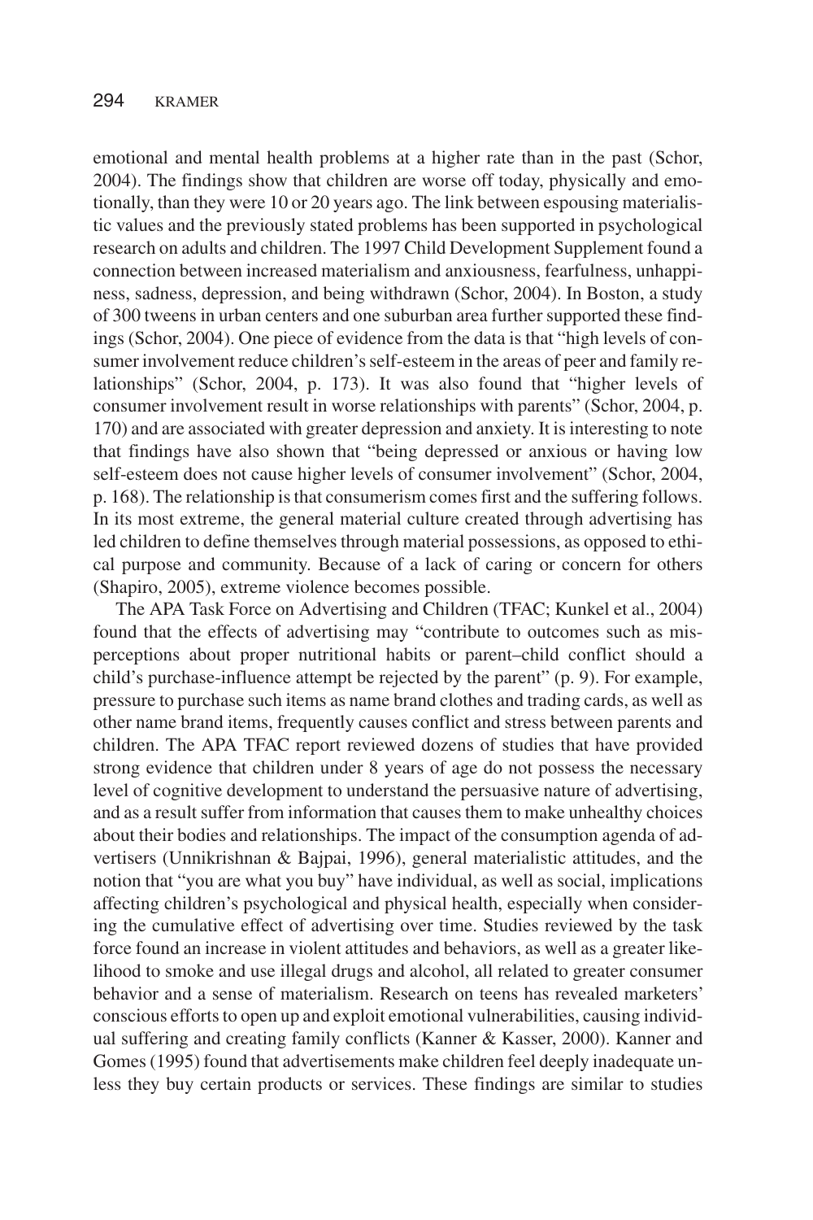emotional and mental health problems at a higher rate than in the past (Schor, 2004). The findings show that children are worse off today, physically and emotionally, than they were 10 or 20 years ago. The link between espousing materialistic values and the previously stated problems has been supported in psychological research on adults and children. The 1997 Child Development Supplement found a connection between increased materialism and anxiousness, fearfulness, unhappiness, sadness, depression, and being withdrawn (Schor, 2004). In Boston, a study of 300 tweens in urban centers and one suburban area further supported these findings (Schor, 2004). One piece of evidence from the data is that "high levels of consumer involvement reduce children's self-esteem in the areas of peer and family relationships" (Schor, 2004, p. 173). It was also found that "higher levels of consumer involvement result in worse relationships with parents" (Schor, 2004, p. 170) and are associated with greater depression and anxiety. It is interesting to note that findings have also shown that "being depressed or anxious or having low self-esteem does not cause higher levels of consumer involvement" (Schor, 2004, p. 168). The relationship is that consumerism comes first and the suffering follows. In its most extreme, the general material culture created through advertising has led children to define themselves through material possessions, as opposed to ethical purpose and community. Because of a lack of caring or concern for others (Shapiro, 2005), extreme violence becomes possible.

The APA Task Force on Advertising and Children (TFAC; Kunkel et al., 2004) found that the effects of advertising may "contribute to outcomes such as misperceptions about proper nutritional habits or parent–child conflict should a child's purchase-influence attempt be rejected by the parent" (p. 9). For example, pressure to purchase such items as name brand clothes and trading cards, as well as other name brand items, frequently causes conflict and stress between parents and children. The APA TFAC report reviewed dozens of studies that have provided strong evidence that children under 8 years of age do not possess the necessary level of cognitive development to understand the persuasive nature of advertising, and as a result suffer from information that causes them to make unhealthy choices about their bodies and relationships. The impact of the consumption agenda of advertisers (Unnikrishnan & Bajpai, 1996), general materialistic attitudes, and the notion that "you are what you buy" have individual, as well as social, implications affecting children's psychological and physical health, especially when considering the cumulative effect of advertising over time. Studies reviewed by the task force found an increase in violent attitudes and behaviors, as well as a greater likelihood to smoke and use illegal drugs and alcohol, all related to greater consumer behavior and a sense of materialism. Research on teens has revealed marketers' conscious efforts to open up and exploit emotional vulnerabilities, causing individual suffering and creating family conflicts (Kanner & Kasser, 2000). Kanner and Gomes (1995) found that advertisements make children feel deeply inadequate unless they buy certain products or services. These findings are similar to studies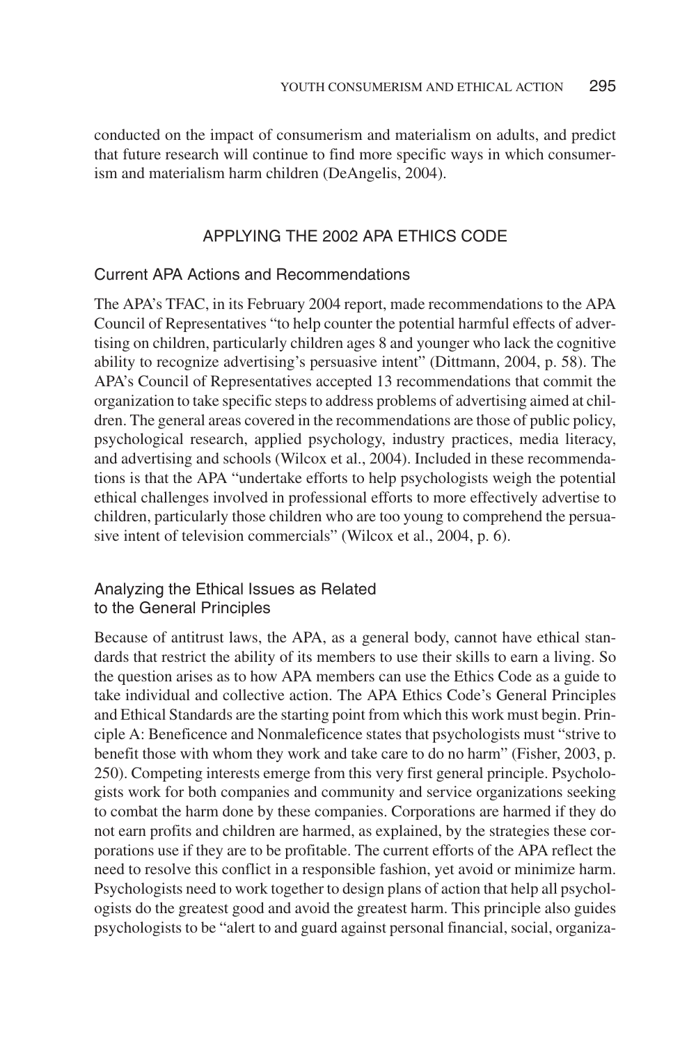conducted on the impact of consumerism and materialism on adults, and predict that future research will continue to find more specific ways in which consumerism and materialism harm children (DeAngelis, 2004).

## APPLYING THE 2002 APA ETHICS CODE

### Current APA Actions and Recommendations

The APA's TFAC, in its February 2004 report, made recommendations to the APA Council of Representatives "to help counter the potential harmful effects of advertising on children, particularly children ages 8 and younger who lack the cognitive ability to recognize advertising's persuasive intent" (Dittmann, 2004, p. 58). The APA's Council of Representatives accepted 13 recommendations that commit the organization to take specific steps to address problems of advertising aimed at children. The general areas covered in the recommendations are those of public policy, psychological research, applied psychology, industry practices, media literacy, and advertising and schools (Wilcox et al., 2004). Included in these recommendations is that the APA "undertake efforts to help psychologists weigh the potential ethical challenges involved in professional efforts to more effectively advertise to children, particularly those children who are too young to comprehend the persuasive intent of television commercials" (Wilcox et al., 2004, p. 6).

### Analyzing the Ethical Issues as Related to the General Principles

Because of antitrust laws, the APA, as a general body, cannot have ethical standards that restrict the ability of its members to use their skills to earn a living. So the question arises as to how APA members can use the Ethics Code as a guide to take individual and collective action. The APA Ethics Code's General Principles and Ethical Standards are the starting point from which this work must begin. Principle A: Beneficence and Nonmaleficence states that psychologists must "strive to benefit those with whom they work and take care to do no harm" (Fisher, 2003, p. 250). Competing interests emerge from this very first general principle. Psychologists work for both companies and community and service organizations seeking to combat the harm done by these companies. Corporations are harmed if they do not earn profits and children are harmed, as explained, by the strategies these corporations use if they are to be profitable. The current efforts of the APA reflect the need to resolve this conflict in a responsible fashion, yet avoid or minimize harm. Psychologists need to work together to design plans of action that help all psychologists do the greatest good and avoid the greatest harm. This principle also guides psychologists to be "alert to and guard against personal financial, social, organiza-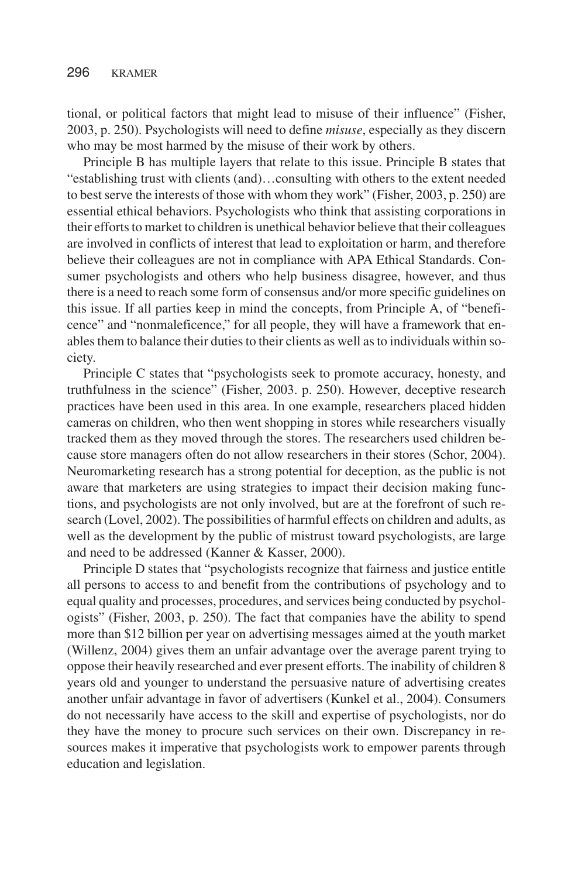tional, or political factors that might lead to misuse of their influence" (Fisher, 2003, p. 250). Psychologists will need to define *misuse*, especially as they discern who may be most harmed by the misuse of their work by others.

Principle B has multiple layers that relate to this issue. Principle B states that "establishing trust with clients (and)…consulting with others to the extent needed to best serve the interests of those with whom they work" (Fisher, 2003, p. 250) are essential ethical behaviors. Psychologists who think that assisting corporations in their efforts to market to children is unethical behavior believe that their colleagues are involved in conflicts of interest that lead to exploitation or harm, and therefore believe their colleagues are not in compliance with APA Ethical Standards. Consumer psychologists and others who help business disagree, however, and thus there is a need to reach some form of consensus and/or more specific guidelines on this issue. If all parties keep in mind the concepts, from Principle A, of "beneficence" and "nonmaleficence," for all people, they will have a framework that enables them to balance their duties to their clients as well as to individuals within society.

Principle C states that "psychologists seek to promote accuracy, honesty, and truthfulness in the science" (Fisher, 2003. p. 250). However, deceptive research practices have been used in this area. In one example, researchers placed hidden cameras on children, who then went shopping in stores while researchers visually tracked them as they moved through the stores. The researchers used children because store managers often do not allow researchers in their stores (Schor, 2004). Neuromarketing research has a strong potential for deception, as the public is not aware that marketers are using strategies to impact their decision making functions, and psychologists are not only involved, but are at the forefront of such research (Lovel, 2002). The possibilities of harmful effects on children and adults, as well as the development by the public of mistrust toward psychologists, are large and need to be addressed (Kanner & Kasser, 2000).

Principle D states that "psychologists recognize that fairness and justice entitle all persons to access to and benefit from the contributions of psychology and to equal quality and processes, procedures, and services being conducted by psychologists" (Fisher, 2003, p. 250). The fact that companies have the ability to spend more than $12 billion per year on advertising messages aimed at the youth market (Willenz, 2004) gives them an unfair advantage over the average parent trying to oppose their heavily researched and ever present efforts. The inability of children 8 years old and younger to understand the persuasive nature of advertising creates another unfair advantage in favor of advertisers (Kunkel et al., 2004). Consumers do not necessarily have access to the skill and expertise of psychologists, nor do they have the money to procure such services on their own. Discrepancy in resources makes it imperative that psychologists work to empower parents through education and legislation.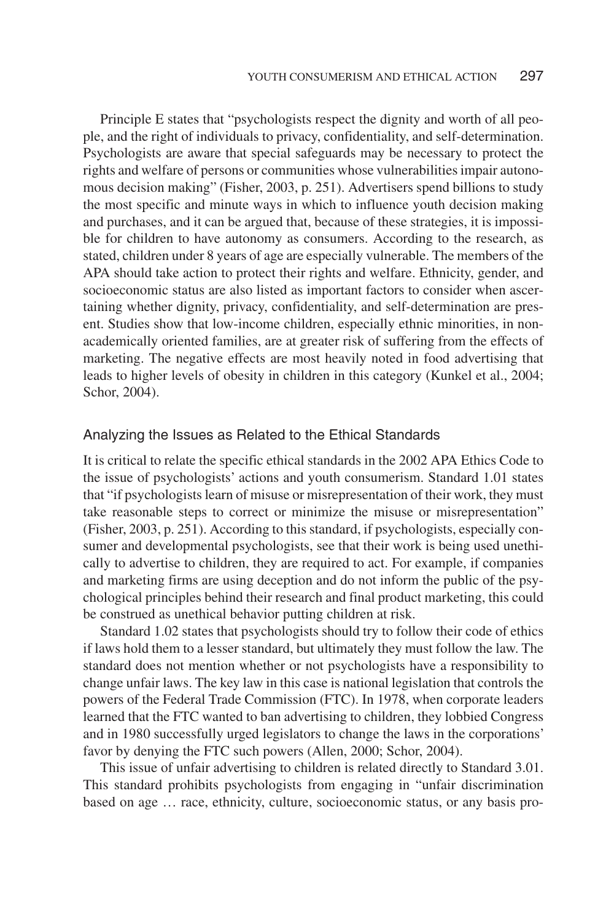Principle E states that "psychologists respect the dignity and worth of all people, and the right of individuals to privacy, confidentiality, and self-determination. Psychologists are aware that special safeguards may be necessary to protect the rights and welfare of persons or communities whose vulnerabilities impair autonomous decision making" (Fisher, 2003, p. 251). Advertisers spend billions to study the most specific and minute ways in which to influence youth decision making and purchases, and it can be argued that, because of these strategies, it is impossible for children to have autonomy as consumers. According to the research, as stated, children under 8 years of age are especially vulnerable. The members of the APA should take action to protect their rights and welfare. Ethnicity, gender, and socioeconomic status are also listed as important factors to consider when ascertaining whether dignity, privacy, confidentiality, and self-determination are present. Studies show that low-income children, especially ethnic minorities, in non-academically oriented families, are at greater risk of suffering from the effects of marketing. The negative effects are most heavily noted in food advertising that leads to higher levels of obesity in children in this category (Kunkel et al., 2004; Schor, 2004).

### Analyzing the Issues as Related to the Ethical Standards

It is critical to relate the specific ethical standards in the 2002 APA Ethics Code to the issue of psychologists' actions and youth consumerism. Standard 1.01 states that "if psychologists learn of misuse or misrepresentation of their work, they must take reasonable steps to correct or minimize the misuse or misrepresentation" (Fisher, 2003, p. 251). According to this standard, if psychologists, especially consumer and developmental psychologists, see that their work is being used unethically to advertise to children, they are required to act. For example, if companies and marketing firms are using deception and do not inform the public of the psychological principles behind their research and final product marketing, this could be construed as unethical behavior putting children at risk.

Standard 1.02 states that psychologists should try to follow their code of ethics if laws hold them to a lesser standard, but ultimately they must follow the law. The standard does not mention whether or not psychologists have a responsibility to change unfair laws. The key law in this case is national legislation that controls the powers of the Federal Trade Commission (FTC). In 1978, when corporate leaders learned that the FTC wanted to ban advertising to children, they lobbied Congress and in 1980 successfully urged legislators to change the laws in the corporations' favor by denying the FTC such powers (Allen, 2000; Schor, 2004).

This issue of unfair advertising to children is related directly to Standard 3.01. This standard prohibits psychologists from engaging in "unfair discrimination based on age … race, ethnicity, culture, socioeconomic status, or any basis pro-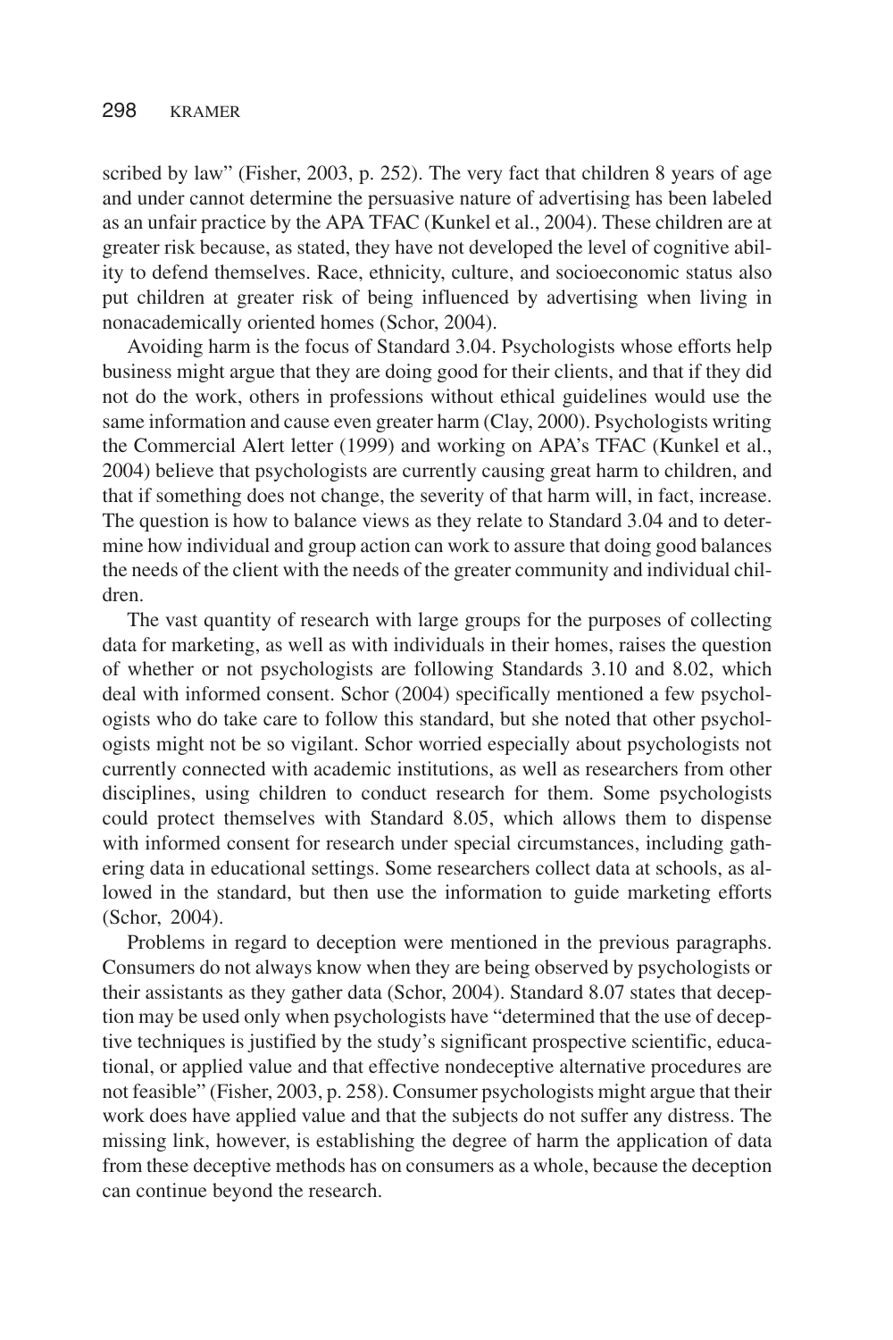scribed by law" (Fisher, 2003, p. 252). The very fact that children 8 years of age and under cannot determine the persuasive nature of advertising has been labeled as an unfair practice by the APA TFAC (Kunkel et al., 2004). These children are at greater risk because, as stated, they have not developed the level of cognitive ability to defend themselves. Race, ethnicity, culture, and socioeconomic status also put children at greater risk of being influenced by advertising when living in nonacademically oriented homes (Schor, 2004).

Avoiding harm is the focus of Standard 3.04. Psychologists whose efforts help business might argue that they are doing good for their clients, and that if they did not do the work, others in professions without ethical guidelines would use the same information and cause even greater harm (Clay, 2000). Psychologists writing the Commercial Alert letter (1999) and working on APA's TFAC (Kunkel et al., 2004) believe that psychologists are currently causing great harm to children, and that if something does not change, the severity of that harm will, in fact, increase. The question is how to balance views as they relate to Standard 3.04 and to determine how individual and group action can work to assure that doing good balances the needs of the client with the needs of the greater community and individual children.

The vast quantity of research with large groups for the purposes of collecting data for marketing, as well as with individuals in their homes, raises the question of whether or not psychologists are following Standards 3.10 and 8.02, which deal with informed consent. Schor (2004) specifically mentioned a few psychologists who do take care to follow this standard, but she noted that other psychologists might not be so vigilant. Schor worried especially about psychologists not currently connected with academic institutions, as well as researchers from other disciplines, using children to conduct research for them. Some psychologists could protect themselves with Standard 8.05, which allows them to dispense with informed consent for research under special circumstances, including gathering data in educational settings. Some researchers collect data at schools, as allowed in the standard, but then use the information to guide marketing efforts (Schor, 2004).

Problems in regard to deception were mentioned in the previous paragraphs. Consumers do not always know when they are being observed by psychologists or their assistants as they gather data (Schor, 2004). Standard 8.07 states that deception may be used only when psychologists have "determined that the use of deceptive techniques is justified by the study's significant prospective scientific, educational, or applied value and that effective nondeceptive alternative procedures are not feasible" (Fisher, 2003, p. 258). Consumer psychologists might argue that their work does have applied value and that the subjects do not suffer any distress. The missing link, however, is establishing the degree of harm the application of data from these deceptive methods has on consumers as a whole, because the deception can continue beyond the research.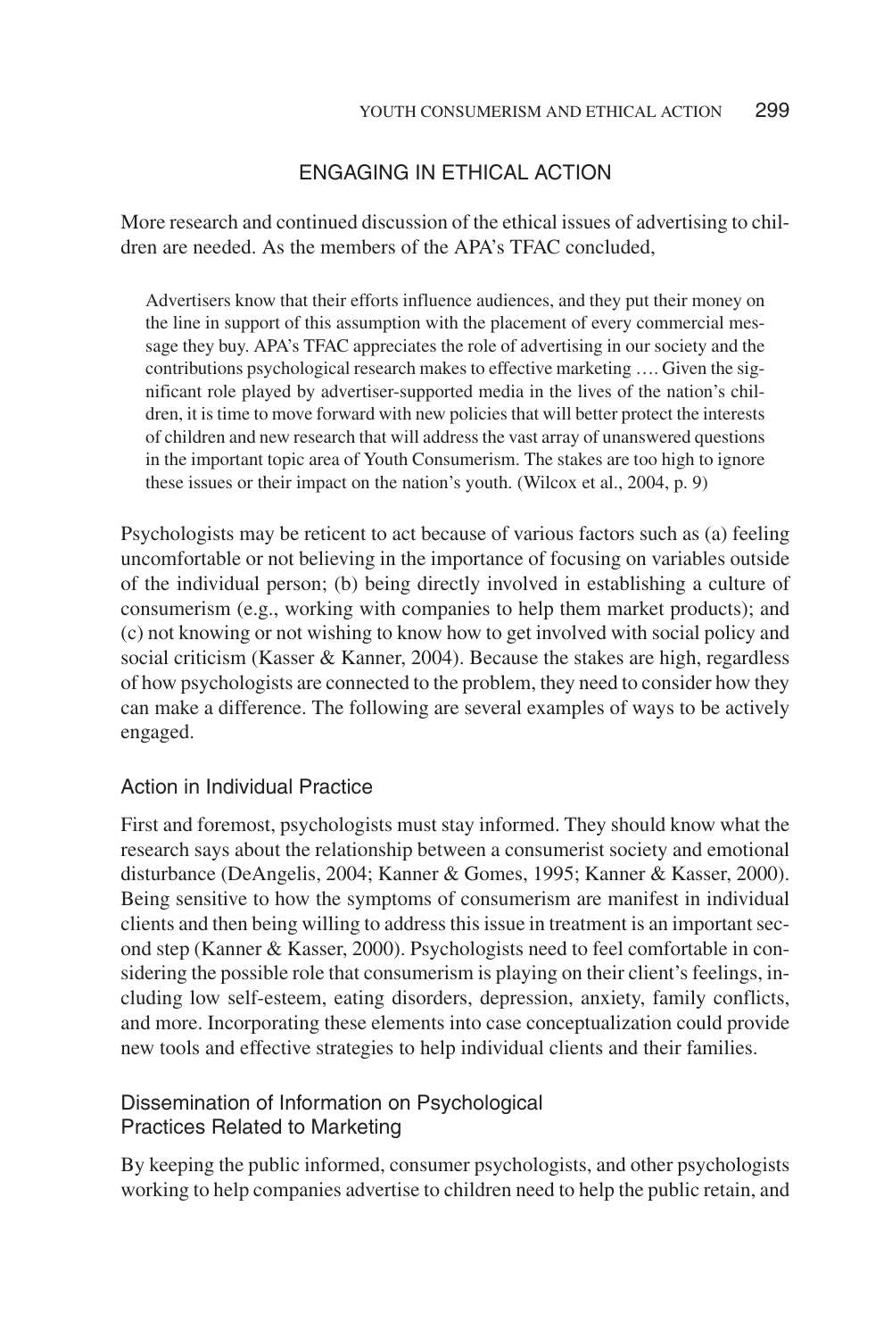## ENGAGING IN ETHICAL ACTION

More research and continued discussion of the ethical issues of advertising to children are needed. As the members of the APA's TFAC concluded,

> Advertisers know that their efforts influence audiences, and they put their money on the line in support of this assumption with the placement of every commercial message they buy. APA's TFAC appreciates the role of advertising in our society and the contributions psychological research makes to effective marketing …. Given the significant role played by advertiser-supported media in the lives of the nation's children, it is time to move forward with new policies that will better protect the interests of children and new research that will address the vast array of unanswered questions in the important topic area of Youth Consumerism. The stakes are too high to ignore these issues or their impact on the nation's youth. (Wilcox et al., 2004, p. 9)

Psychologists may be reticent to act because of various factors such as (a) feeling uncomfortable or not believing in the importance of focusing on variables outside of the individual person; (b) being directly involved in establishing a culture of consumerism (e.g., working with companies to help them market products); and (c) not knowing or not wishing to know how to get involved with social policy and social criticism (Kasser & Kanner, 2004). Because the stakes are high, regardless of how psychologists are connected to the problem, they need to consider how they can make a difference. The following are several examples of ways to be actively engaged.

### Action in Individual Practice

First and foremost, psychologists must stay informed. They should know what the research says about the relationship between a consumerist society and emotional disturbance (DeAngelis, 2004; Kanner & Gomes, 1995; Kanner & Kasser, 2000). Being sensitive to how the symptoms of consumerism are manifest in individual clients and then being willing to address this issue in treatment is an important second step (Kanner & Kasser, 2000). Psychologists need to feel comfortable in considering the possible role that consumerism is playing on their client's feelings, including low self-esteem, eating disorders, depression, anxiety, family conflicts, and more. Incorporating these elements into case conceptualization could provide new tools and effective strategies to help individual clients and their families.

### Dissemination of Information on Psychological Practices Related to Marketing

By keeping the public informed, consumer psychologists, and other psychologists working to help companies advertise to children need to help the public retain, and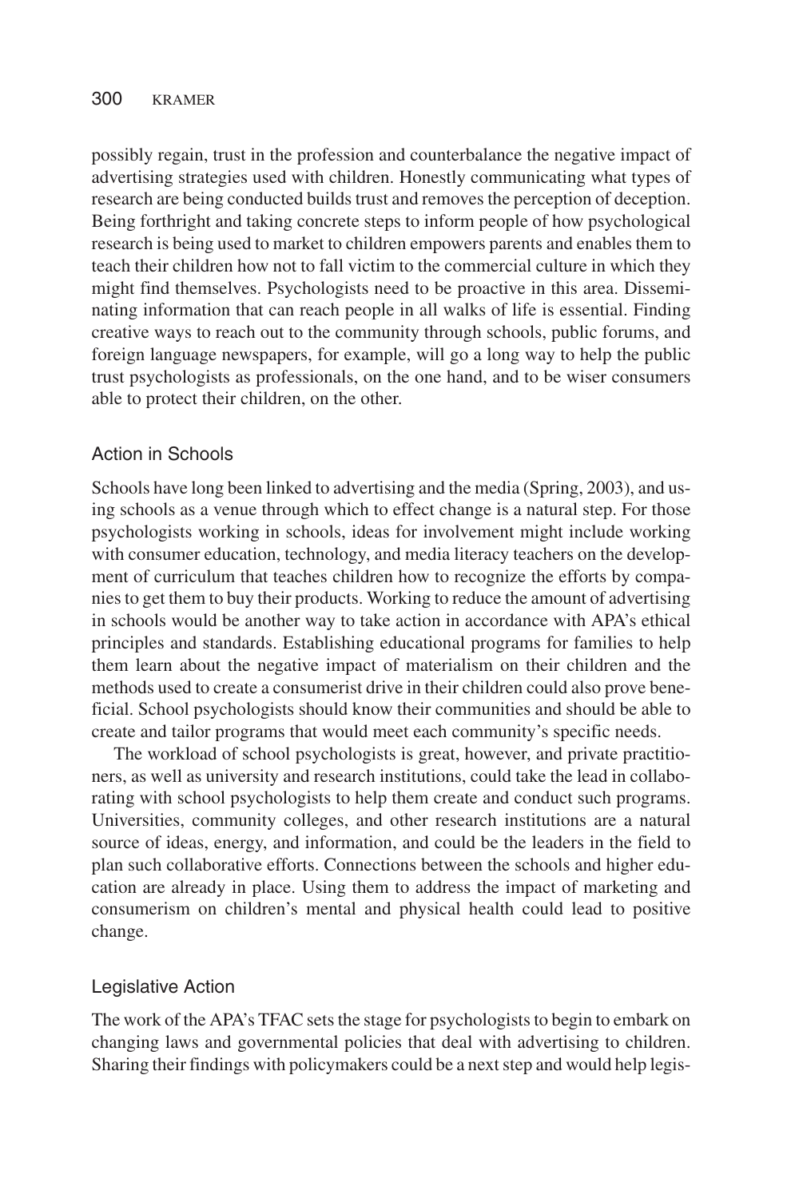possibly regain, trust in the profession and counterbalance the negative impact of advertising strategies used with children. Honestly communicating what types of research are being conducted builds trust and removes the perception of deception. Being forthright and taking concrete steps to inform people of how psychological research is being used to market to children empowers parents and enables them to teach their children how not to fall victim to the commercial culture in which they might find themselves. Psychologists need to be proactive in this area. Disseminating information that can reach people in all walks of life is essential. Finding creative ways to reach out to the community through schools, public forums, and foreign language newspapers, for example, will go a long way to help the public trust psychologists as professionals, on the one hand, and to be wiser consumers able to protect their children, on the other.

### Action in Schools

Schools have long been linked to advertising and the media (Spring, 2003), and using schools as a venue through which to effect change is a natural step. For those psychologists working in schools, ideas for involvement might include working with consumer education, technology, and media literacy teachers on the development of curriculum that teaches children how to recognize the efforts by companies to get them to buy their products. Working to reduce the amount of advertising in schools would be another way to take action in accordance with APA's ethical principles and standards. Establishing educational programs for families to help them learn about the negative impact of materialism on their children and the methods used to create a consumerist drive in their children could also prove beneficial. School psychologists should know their communities and should be able to create and tailor programs that would meet each community's specific needs.

The workload of school psychologists is great, however, and private practitioners, as well as university and research institutions, could take the lead in collaborating with school psychologists to help them create and conduct such programs. Universities, community colleges, and other research institutions are a natural source of ideas, energy, and information, and could be the leaders in the field to plan such collaborative efforts. Connections between the schools and higher education are already in place. Using them to address the impact of marketing and consumerism on children's mental and physical health could lead to positive change.

### Legislative Action

The work of the APA's TFAC sets the stage for psychologists to begin to embark on changing laws and governmental policies that deal with advertising to children. Sharing their findings with policymakers could be a next step and would help legis-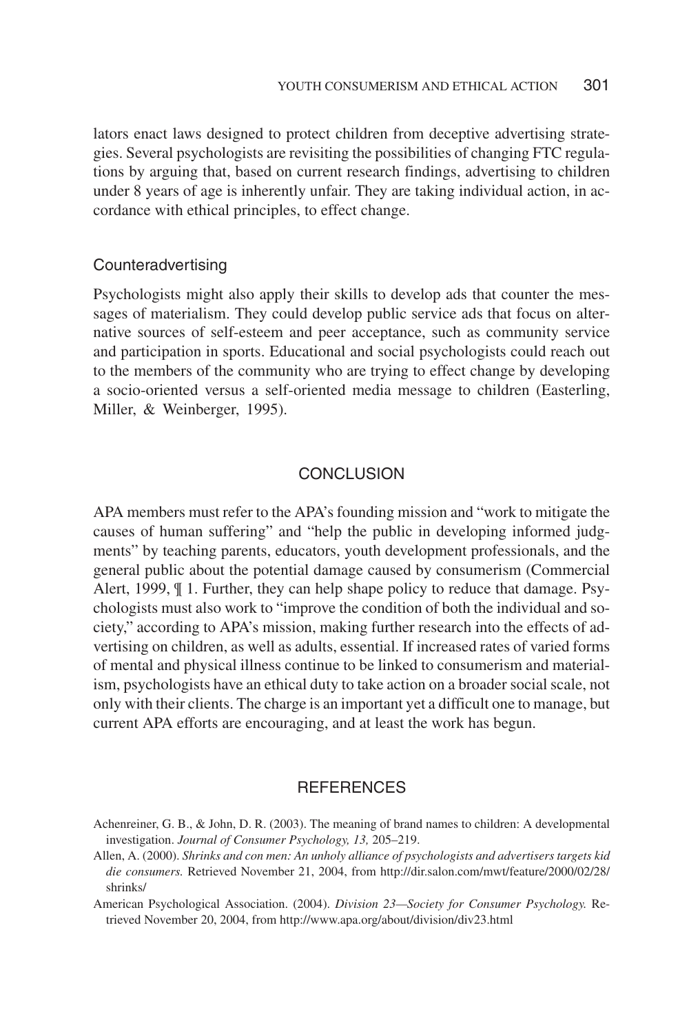lators enact laws designed to protect children from deceptive advertising strategies. Several psychologists are revisiting the possibilities of changing FTC regulations by arguing that, based on current research findings, advertising to children under 8 years of age is inherently unfair. They are taking individual action, in accordance with ethical principles, to effect change.

### Counteradvertising

Psychologists might also apply their skills to develop ads that counter the messages of materialism. They could develop public service ads that focus on alternative sources of self-esteem and peer acceptance, such as community service and participation in sports. Educational and social psychologists could reach out to the members of the community who are trying to effect change by developing a socio-oriented versus a self-oriented media message to children (Easterling, Miller, & Weinberger, 1995).

## CONCLUSION

APA members must refer to the APA's founding mission and "work to mitigate the causes of human suffering" and "help the public in developing informed judgments" by teaching parents, educators, youth development professionals, and the general public about the potential damage caused by consumerism (Commercial Alert, 1999, ¶ 1. Further, they can help shape policy to reduce that damage. Psychologists must also work to "improve the condition of both the individual and society," according to APA's mission, making further research into the effects of advertising on children, as well as adults, essential. If increased rates of varied forms of mental and physical illness continue to be linked to consumerism and materialism, psychologists have an ethical duty to take action on a broader social scale, not only with their clients. The charge is an important yet a difficult one to manage, but current APA efforts are encouraging, and at least the work has begun.

## REFERENCES

Achenreiner, G. B., & John, D. R. (2003). The meaning of brand names to children: A developmental investigation. *Journal of Consumer Psychology, 13,* 205–219.

Allen, A. (2000). *Shrinks and con men: An unholy alliance of psychologists and advertisers targets kid die consumers.* Retrieved November 21, 2004, from http://dir.salon.com/mwt/feature/2000/02/28/shrinks/

American Psychological Association. (2004). *Division 23—Society for Consumer Psychology.* Retrieved November 20, 2004, from http://www.apa.org/about/division/div23.html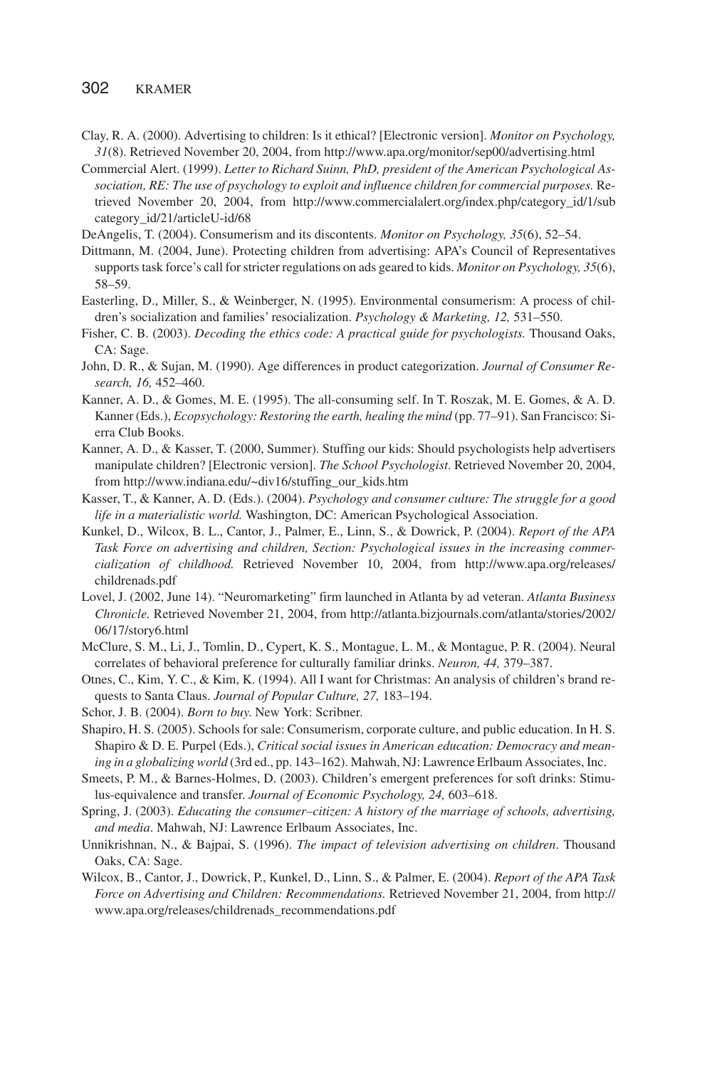Clay, R. A. (2000). Advertising to children: Is it ethical? [Electronic version]. *Monitor on Psychology, 31*(8). Retrieved November 20, 2004, from http://www.apa.org/monitor/sep00/advertising.html

Commercial Alert. (1999). *Letter to Richard Suinn, PhD, president of the American Psychological Association, RE: The use of psychology to exploit and influence children for commercial purposes.* Retrieved November 20, 2004, from http://www.commercialalert.org/index.php/category_id/1/subcategory_id/21/articleU-id/68

DeAngelis, T. (2004). Consumerism and its discontents. *Monitor on Psychology, 35*(6), 52–54.

Dittmann, M. (2004, June). Protecting children from advertising: APA's Council of Representatives supports task force's call for stricter regulations on ads geared to kids. *Monitor on Psychology, 35*(6), 58–59.

Easterling, D., Miller, S., & Weinberger, N. (1995). Environmental consumerism: A process of children's socialization and families' resocialization. *Psychology & Marketing, 12,* 531–550.

Fisher, C. B. (2003). *Decoding the ethics code: A practical guide for psychologists.* Thousand Oaks, CA: Sage.

John, D. R., & Sujan, M. (1990). Age differences in product categorization. *Journal of Consumer Research, 16,* 452–460.

Kanner, A. D., & Gomes, M. E. (1995). The all-consuming self. In T. Roszak, M. E. Gomes, & A. D. Kanner (Eds.), *Ecopsychology: Restoring the earth, healing the mind* (pp. 77–91). San Francisco: Sierra Club Books.

Kanner, A. D., & Kasser, T. (2000, Summer). Stuffing our kids: Should psychologists help advertisers manipulate children? [Electronic version]. *The School Psychologist*. Retrieved November 20, 2004, from http://www.indiana.edu/~div16/stuffing_our_kids.htm

Kasser, T., & Kanner, A. D. (Eds.). (2004). *Psychology and consumer culture: The struggle for a good life in a materialistic world.* Washington, DC: American Psychological Association.

Kunkel, D., Wilcox, B. L., Cantor, J., Palmer, E., Linn, S., & Dowrick, P. (2004). *Report of the APA Task Force on advertising and children, Section: Psychological issues in the increasing commercialization of childhood.* Retrieved November 10, 2004, from http://www.apa.org/releases/childrenads.pdf

Lovel, J. (2002, June 14). "Neuromarketing" firm launched in Atlanta by ad veteran. *Atlanta Business Chronicle.* Retrieved November 21, 2004, from http://atlanta.bizjournals.com/atlanta/stories/2002/06/17/story6.html

McClure, S. M., Li, J., Tomlin, D., Cypert, K. S., Montague, L. M., & Montague, P. R. (2004). Neural correlates of behavioral preference for culturally familiar drinks. *Neuron, 44,* 379–387.

Otnes, C., Kim, Y. C., & Kim, K. (1994). All I want for Christmas: An analysis of children's brand requests to Santa Claus. *Journal of Popular Culture, 27,* 183–194.

Schor, J. B. (2004). *Born to buy.* New York: Scribner.

Shapiro, H. S. (2005). Schools for sale: Consumerism, corporate culture, and public education. In H. S. Shapiro & D. E. Purpel (Eds.), *Critical social issues in American education: Democracy and meaning in a globalizing world* (3rd ed., pp. 143–162). Mahwah, NJ: Lawrence Erlbaum Associates, Inc.

Smeets, P. M., & Barnes-Holmes, D. (2003). Children's emergent preferences for soft drinks: Stimulus-equivalence and transfer. *Journal of Economic Psychology, 24,* 603–618.

Spring, J. (2003). *Educating the consumer–citizen: A history of the marriage of schools, advertising, and media*. Mahwah, NJ: Lawrence Erlbaum Associates, Inc.

Unnikrishnan, N., & Bajpai, S. (1996). *The impact of television advertising on children*. Thousand Oaks, CA: Sage.

Wilcox, B., Cantor, J., Dowrick, P., Kunkel, D., Linn, S., & Palmer, E. (2004). *Report of the APA Task Force on Advertising and Children: Recommendations.* Retrieved November 21, 2004, from http://www.apa.org/releases/childrenads_recommendations.pdf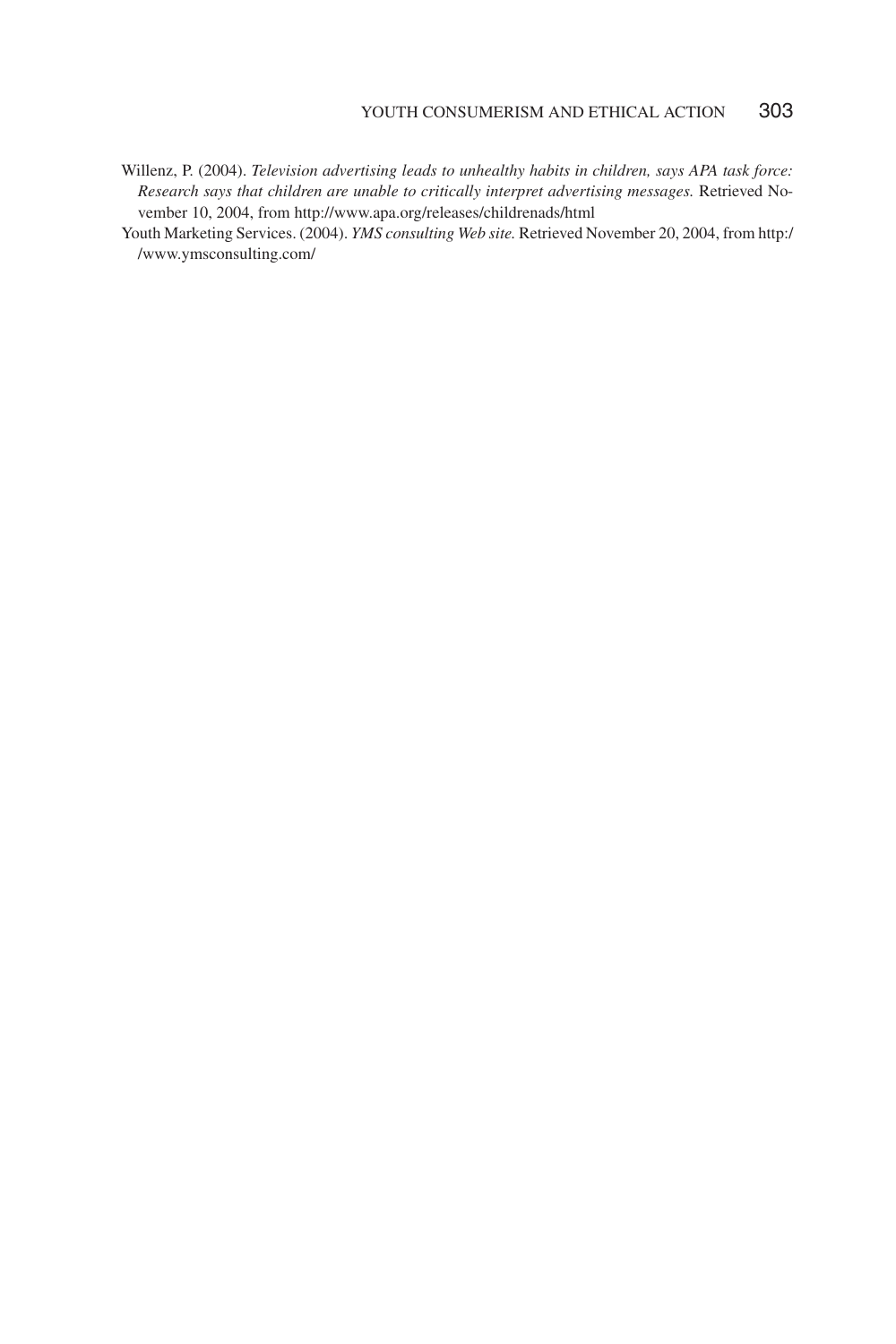Willenz, P. (2004). *Television advertising leads to unhealthy habits in children, says APA task force: Research says that children are unable to critically interpret advertising messages.* Retrieved November 10, 2004, from http://www.apa.org/releases/childrenads/html

Youth Marketing Services. (2004). *YMS consulting Web site.* Retrieved November 20, 2004, from http://www.ymsconsulting.com/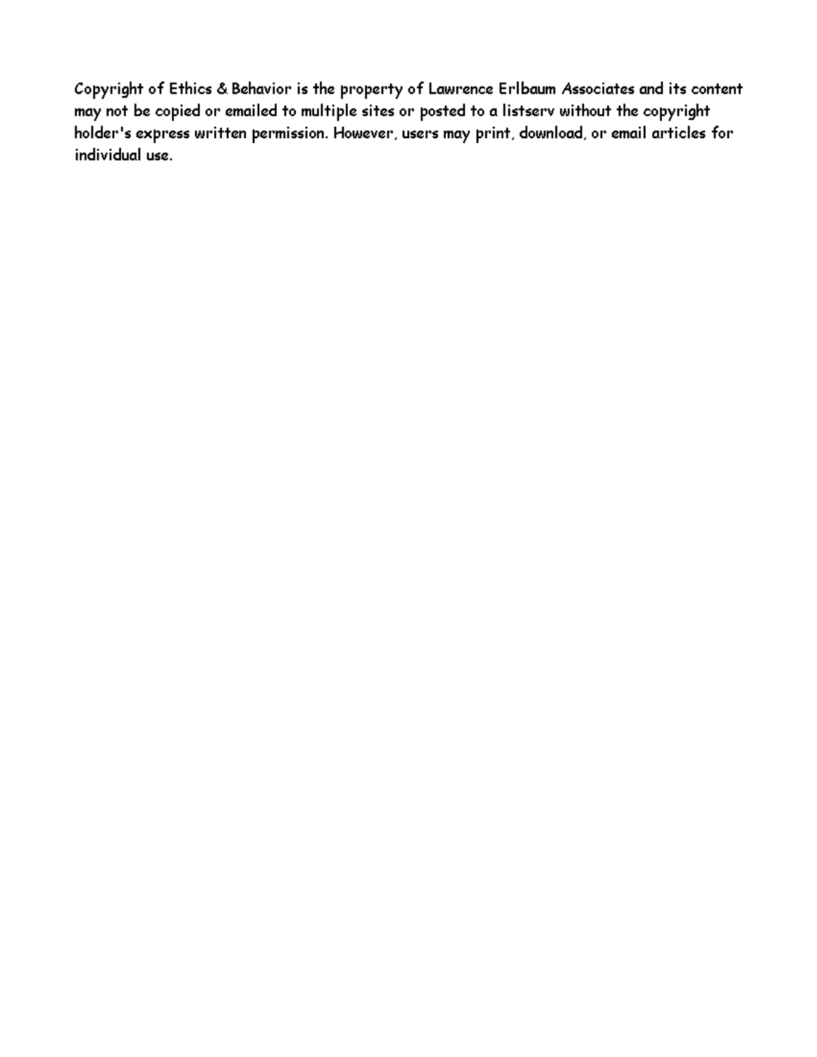Copyright of Ethics & Behavior is the property of Lawrence Erlbaum Associates and its content may not be copied or emailed to multiple sites or posted to a listserv without the copyright holder's express written permission. However, users may print, download, or email articles for individual use.